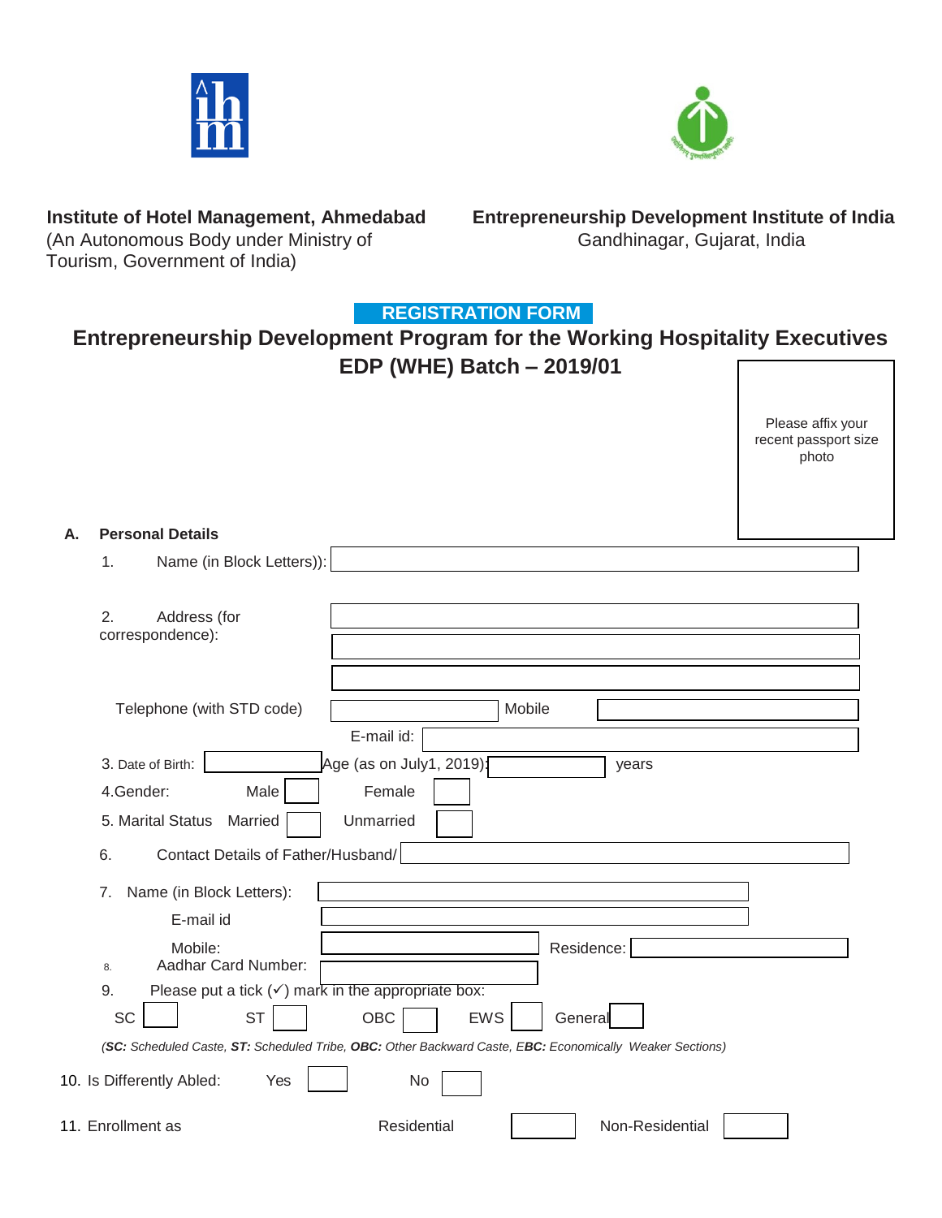**Institute of Hotel Management, Ahmedabad**
(An Autonomous Body under Ministry of Tourism, Government of India)

**Entrepreneurship Development Institute of India**
Gandhinagar, Gujarat, India

## REGISTRATION FORM

## Entrepreneurship Development Program for the Working Hospitality Executives EDP (WHE) Batch – 2019/01

Please affix your recent passport size photo

**A. Personal Details**

1. Name (in Block Letters)):

2. Address (for correspondence):

Telephone (with STD code) Mobile

E-mail id:

3. Date of Birth: Age (as on July1, 2019): years

4. Gender: Male ☐ Female ☐

5. Marital Status Married ☐ Unmarried ☐

6. Contact Details of Father/Husband/

7. Name (in Block Letters):

E-mail id

Mobile: Residence:

8. Aadhar Card Number:

9. Please put a tick (✓) mark in the appropriate box:

SC ☐ ST ☐ OBC ☐ EWS ☐ General ☐

*(**SC:** Scheduled Caste, **ST:** Scheduled Tribe, **OBC:** Other Backward Caste, **EBC:** Economically Weaker Sections)*

10. Is Differently Abled: Yes ☐ No ☐

11. Enrollment as Residential ☐ Non-Residential ☐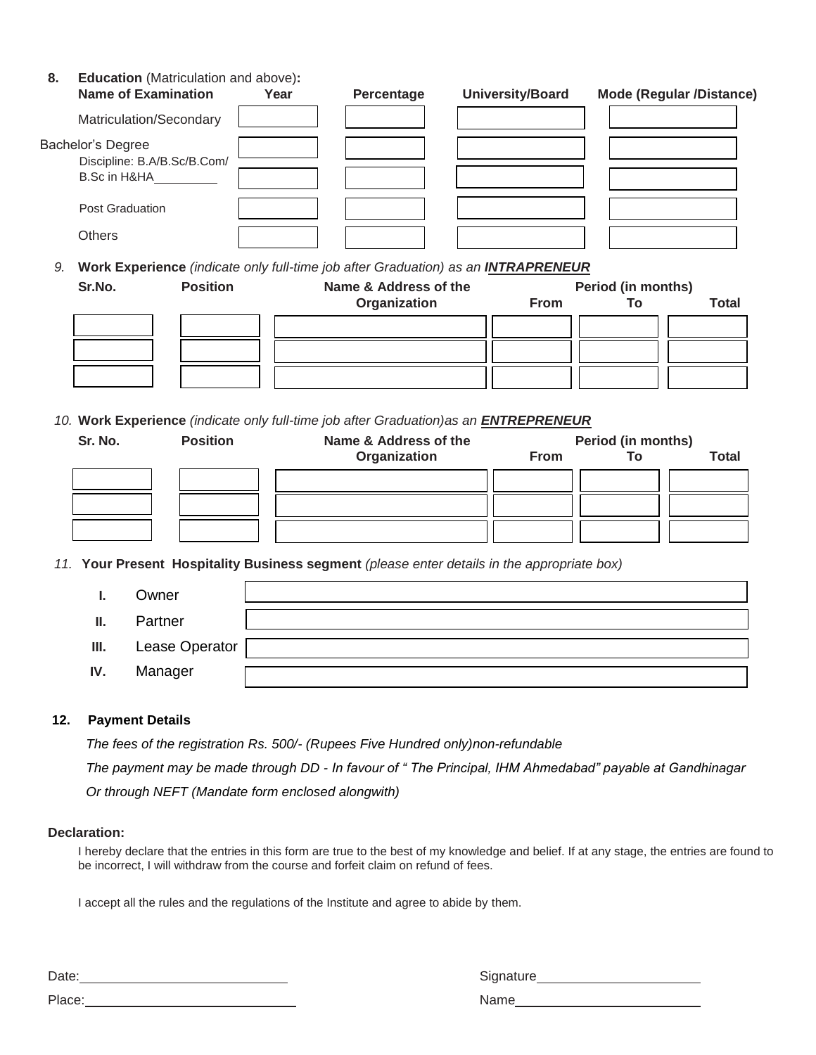**8. Education** (Matriculation and above)**:**

| Name of Examination | Year | Percentage | University/Board | Mode (Regular /Distance) |
|---|---|---|---|---|
| Matriculation/Secondary | | | | |
| Bachelor's Degree | | | | |
| Discipline: B.A/B.Sc/B.Com/ B.Sc in H&HA__________ | | | | |
| Post Graduation | | | | |
| Others | | | | |

*9.* **Work Experience** *(indicate only full-time job after Graduation) as an* ***INTRAPRENEUR***

| Sr.No. | Position | Name & Address of the Organization | Period (in months) From | To | Total |
|---|---|---|---|---|---|
| | | | | | |
| | | | | | |
| | | | | | |

*10.* **Work Experience** *(indicate only full-time job after Graduation)as an* ***ENTREPRENEUR***

| Sr. No. | Position | Name & Address of the Organization | Period (in months) From | To | Total |
|---|---|---|---|---|---|
| | | | | | |
| | | | | | |
| | | | | | |

*11.* **Your Present Hospitality Business segment** *(please enter details in the appropriate box)*

| | | |
|---|---|---|
| **I.** | Owner | |
| **II.** | Partner | |
| **III.** | Lease Operator | |
| **IV.** | Manager | |

**12. Payment Details**

*The fees of the registration Rs. 500/- (Rupees Five Hundred only)non-refundable*

*The payment may be made through DD - In favour of " The Principal, IHM Ahmedabad" payable at Gandhinagar*

*Or through NEFT (Mandate form enclosed alongwith)*

**Declaration:**

I hereby declare that the entries in this form are true to the best of my knowledge and belief. If at any stage, the entries are found to be incorrect, I will withdraw from the course and forfeit claim on refund of fees.

I accept all the rules and the regulations of the Institute and agree to abide by them.

Date:____________________________ Signature______________________

Place:____________________________ Name_________________________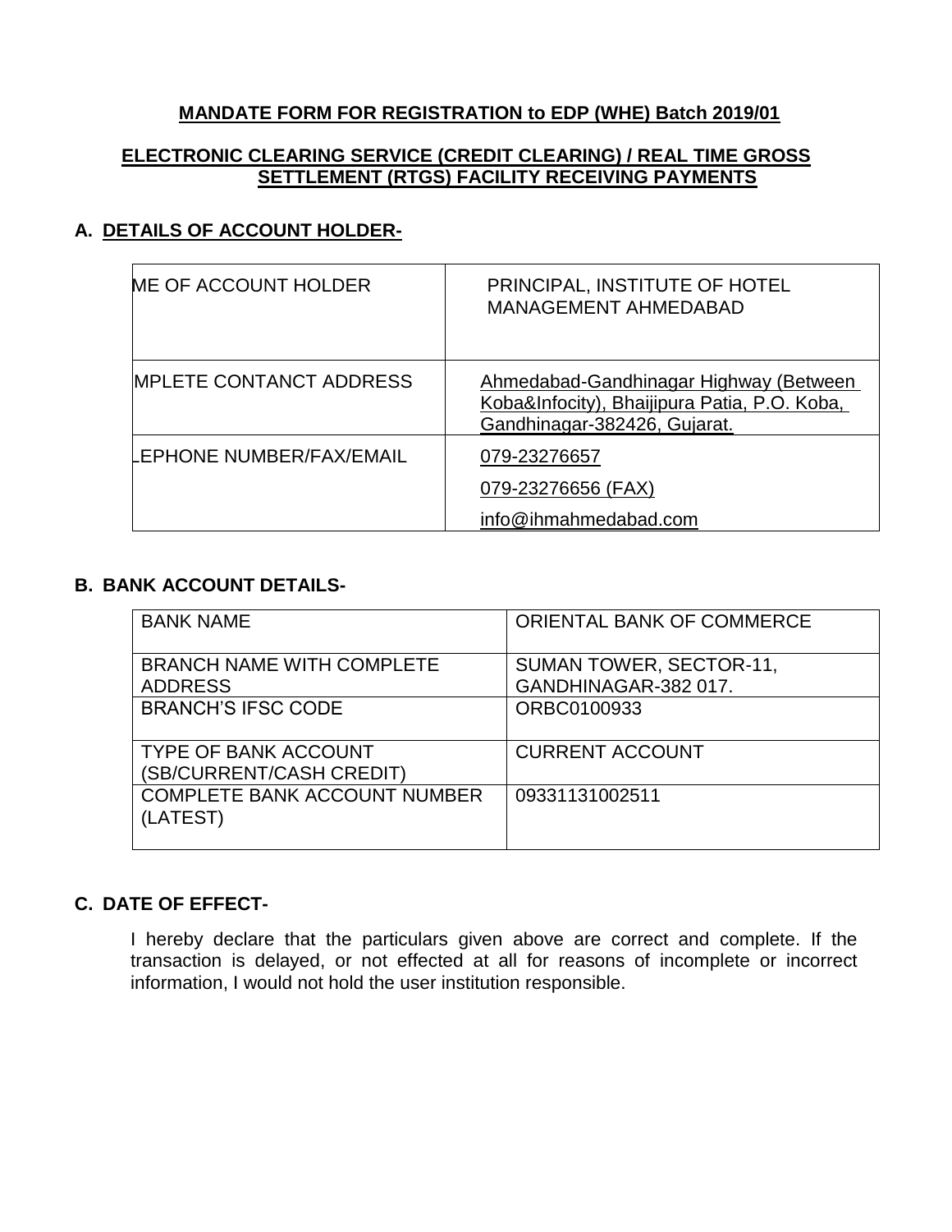**MANDATE FORM FOR REGISTRATION to EDP (WHE) Batch 2019/01**

**ELECTRONIC CLEARING SERVICE (CREDIT CLEARING) / REAL TIME GROSS SETTLEMENT (RTGS) FACILITY RECEIVING PAYMENTS**

**A. DETAILS OF ACCOUNT HOLDER-**

| | |
|---|---|
| ME OF ACCOUNT HOLDER | PRINCIPAL, INSTITUTE OF HOTEL MANAGEMENT AHMEDABAD |
| MPLETE CONTANCT ADDRESS | Ahmedabad-Gandhinagar Highway (Between Koba&Infocity), Bhaijipura Patia, P.O. Koba, Gandhinagar-382426, Gujarat. |
| EPHONE NUMBER/FAX/EMAIL | 079-23276657<br>079-23276656 (FAX)<br>info@ihmahmedabad.com |

**B. BANK ACCOUNT DETAILS-**

| | |
|---|---|
| BANK NAME | ORIENTAL BANK OF COMMERCE |
| BRANCH NAME WITH COMPLETE ADDRESS | SUMAN TOWER, SECTOR-11, GANDHINAGAR-382 017. |
| BRANCH'S IFSC CODE | ORBC0100933 |
| TYPE OF BANK ACCOUNT (SB/CURRENT/CASH CREDIT) | CURRENT ACCOUNT |
| COMPLETE BANK ACCOUNT NUMBER (LATEST) | 09331131002511 |

**C. DATE OF EFFECT-**

I hereby declare that the particulars given above are correct and complete. If the transaction is delayed, or not effected at all for reasons of incomplete or incorrect information, I would not hold the user institution responsible.